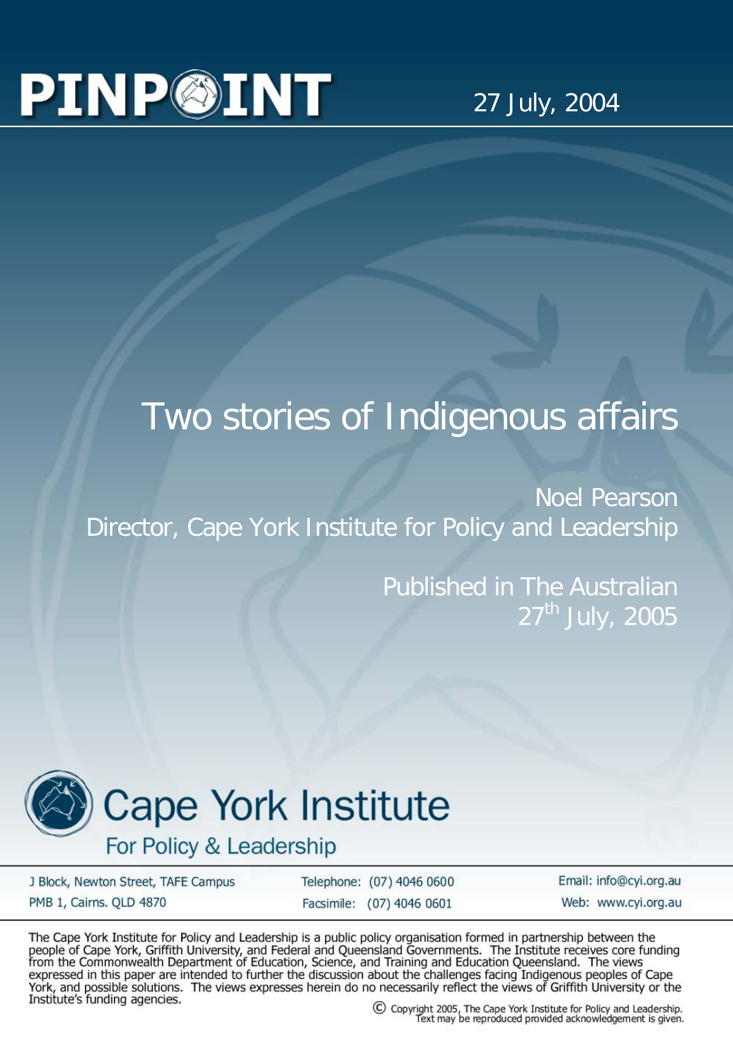# PINPOINT

27 July, 2004

# Two stories of Indigenous affairs

Noel Pearson
Director, Cape York Institute for Policy and Leadership

Published in The Australian
27th July, 2005

**Cape York Institute**
For Policy & Leadership

J Block, Newton Street, TAFE Campus
PMB 1, Cairns. QLD 4870

Telephone: (07) 4046 0600
Facsimile: (07) 4046 0601

Email: info@cyi.org.au
Web: www.cyi.org.au

The Cape York Institute for Policy and Leadership is a public policy organisation formed in partnership between the people of Cape York, Griffith University, and Federal and Queensland Governments. The Institute receives core funding from the Commonwealth Department of Education, Science, and Training and Education Queensland. The views expressed in this paper are intended to further the discussion about the challenges facing Indigenous peoples of Cape York, and possible solutions. The views expresses herein do no necessarily reflect the views of Griffith University or the Institute's funding agencies.

© Copyright 2005, The Cape York Institute for Policy and Leadership.
Text may be reproduced provided acknowledgement is given.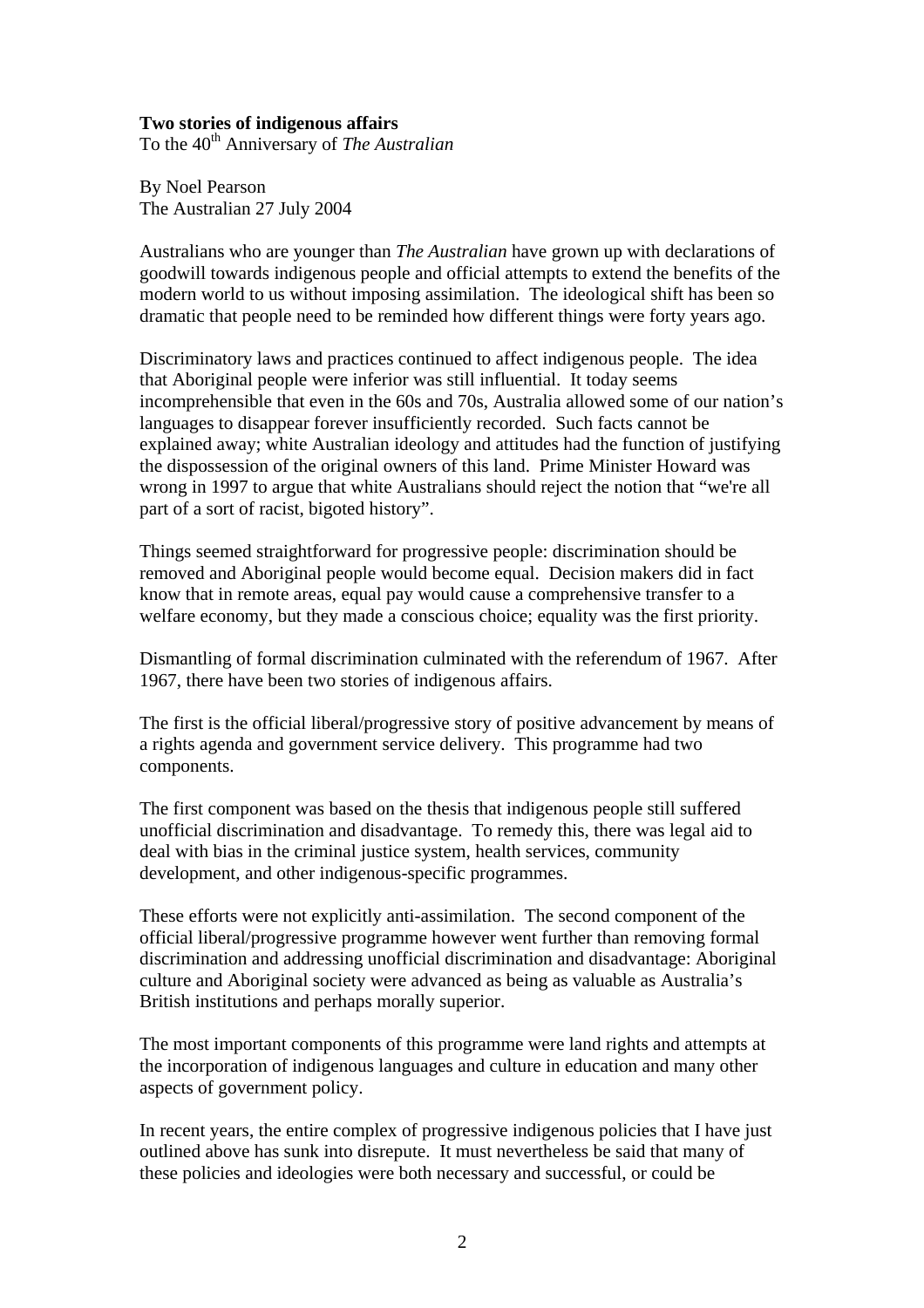**Two stories of indigenous affairs**
To the 40th Anniversary of *The Australian*

By Noel Pearson
The Australian 27 July 2004

Australians who are younger than *The Australian* have grown up with declarations of goodwill towards indigenous people and official attempts to extend the benefits of the modern world to us without imposing assimilation. The ideological shift has been so dramatic that people need to be reminded how different things were forty years ago.

Discriminatory laws and practices continued to affect indigenous people. The idea that Aboriginal people were inferior was still influential. It today seems incomprehensible that even in the 60s and 70s, Australia allowed some of our nation's languages to disappear forever insufficiently recorded. Such facts cannot be explained away; white Australian ideology and attitudes had the function of justifying the dispossession of the original owners of this land. Prime Minister Howard was wrong in 1997 to argue that white Australians should reject the notion that "we're all part of a sort of racist, bigoted history".

Things seemed straightforward for progressive people: discrimination should be removed and Aboriginal people would become equal. Decision makers did in fact know that in remote areas, equal pay would cause a comprehensive transfer to a welfare economy, but they made a conscious choice; equality was the first priority.

Dismantling of formal discrimination culminated with the referendum of 1967. After 1967, there have been two stories of indigenous affairs.

The first is the official liberal/progressive story of positive advancement by means of a rights agenda and government service delivery. This programme had two components.

The first component was based on the thesis that indigenous people still suffered unofficial discrimination and disadvantage. To remedy this, there was legal aid to deal with bias in the criminal justice system, health services, community development, and other indigenous-specific programmes.

These efforts were not explicitly anti-assimilation. The second component of the official liberal/progressive programme however went further than removing formal discrimination and addressing unofficial discrimination and disadvantage: Aboriginal culture and Aboriginal society were advanced as being as valuable as Australia's British institutions and perhaps morally superior.

The most important components of this programme were land rights and attempts at the incorporation of indigenous languages and culture in education and many other aspects of government policy.

In recent years, the entire complex of progressive indigenous policies that I have just outlined above has sunk into disrepute. It must nevertheless be said that many of these policies and ideologies were both necessary and successful, or could be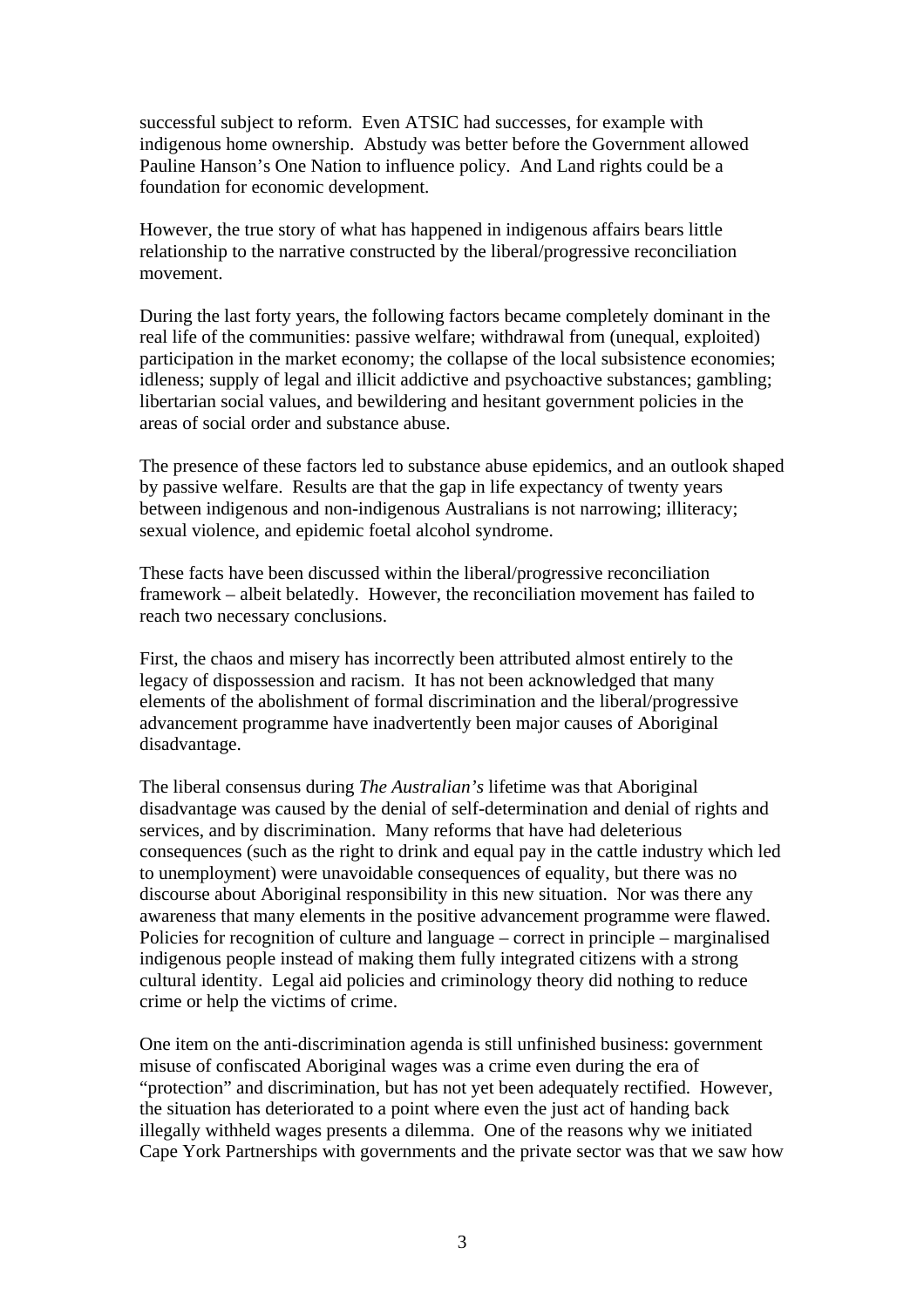successful subject to reform. Even ATSIC had successes, for example with indigenous home ownership. Abstudy was better before the Government allowed Pauline Hanson's One Nation to influence policy. And Land rights could be a foundation for economic development.

However, the true story of what has happened in indigenous affairs bears little relationship to the narrative constructed by the liberal/progressive reconciliation movement.

During the last forty years, the following factors became completely dominant in the real life of the communities: passive welfare; withdrawal from (unequal, exploited) participation in the market economy; the collapse of the local subsistence economies; idleness; supply of legal and illicit addictive and psychoactive substances; gambling; libertarian social values, and bewildering and hesitant government policies in the areas of social order and substance abuse.

The presence of these factors led to substance abuse epidemics, and an outlook shaped by passive welfare. Results are that the gap in life expectancy of twenty years between indigenous and non-indigenous Australians is not narrowing; illiteracy; sexual violence, and epidemic foetal alcohol syndrome.

These facts have been discussed within the liberal/progressive reconciliation framework – albeit belatedly. However, the reconciliation movement has failed to reach two necessary conclusions.

First, the chaos and misery has incorrectly been attributed almost entirely to the legacy of dispossession and racism. It has not been acknowledged that many elements of the abolishment of formal discrimination and the liberal/progressive advancement programme have inadvertently been major causes of Aboriginal disadvantage.

The liberal consensus during *The Australian's* lifetime was that Aboriginal disadvantage was caused by the denial of self-determination and denial of rights and services, and by discrimination. Many reforms that have had deleterious consequences (such as the right to drink and equal pay in the cattle industry which led to unemployment) were unavoidable consequences of equality, but there was no discourse about Aboriginal responsibility in this new situation. Nor was there any awareness that many elements in the positive advancement programme were flawed. Policies for recognition of culture and language – correct in principle – marginalised indigenous people instead of making them fully integrated citizens with a strong cultural identity. Legal aid policies and criminology theory did nothing to reduce crime or help the victims of crime.

One item on the anti-discrimination agenda is still unfinished business: government misuse of confiscated Aboriginal wages was a crime even during the era of "protection" and discrimination, but has not yet been adequately rectified. However, the situation has deteriorated to a point where even the just act of handing back illegally withheld wages presents a dilemma. One of the reasons why we initiated Cape York Partnerships with governments and the private sector was that we saw how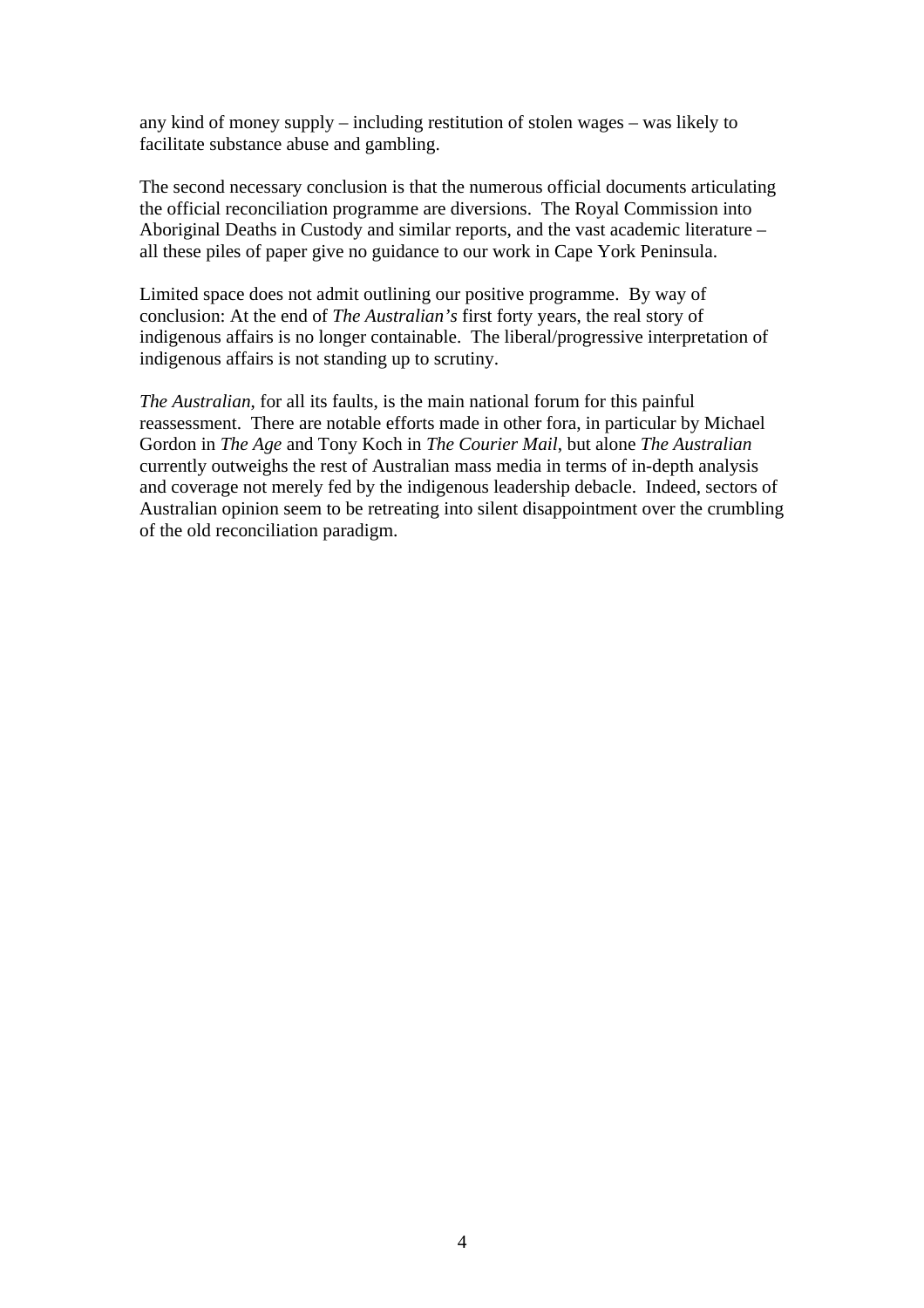any kind of money supply – including restitution of stolen wages – was likely to facilitate substance abuse and gambling.

The second necessary conclusion is that the numerous official documents articulating the official reconciliation programme are diversions. The Royal Commission into Aboriginal Deaths in Custody and similar reports, and the vast academic literature – all these piles of paper give no guidance to our work in Cape York Peninsula.

Limited space does not admit outlining our positive programme. By way of conclusion: At the end of *The Australian's* first forty years, the real story of indigenous affairs is no longer containable. The liberal/progressive interpretation of indigenous affairs is not standing up to scrutiny.

*The Australian*, for all its faults, is the main national forum for this painful reassessment. There are notable efforts made in other fora, in particular by Michael Gordon in *The Age* and Tony Koch in *The Courier Mail*, but alone *The Australian* currently outweighs the rest of Australian mass media in terms of in-depth analysis and coverage not merely fed by the indigenous leadership debacle. Indeed, sectors of Australian opinion seem to be retreating into silent disappointment over the crumbling of the old reconciliation paradigm.